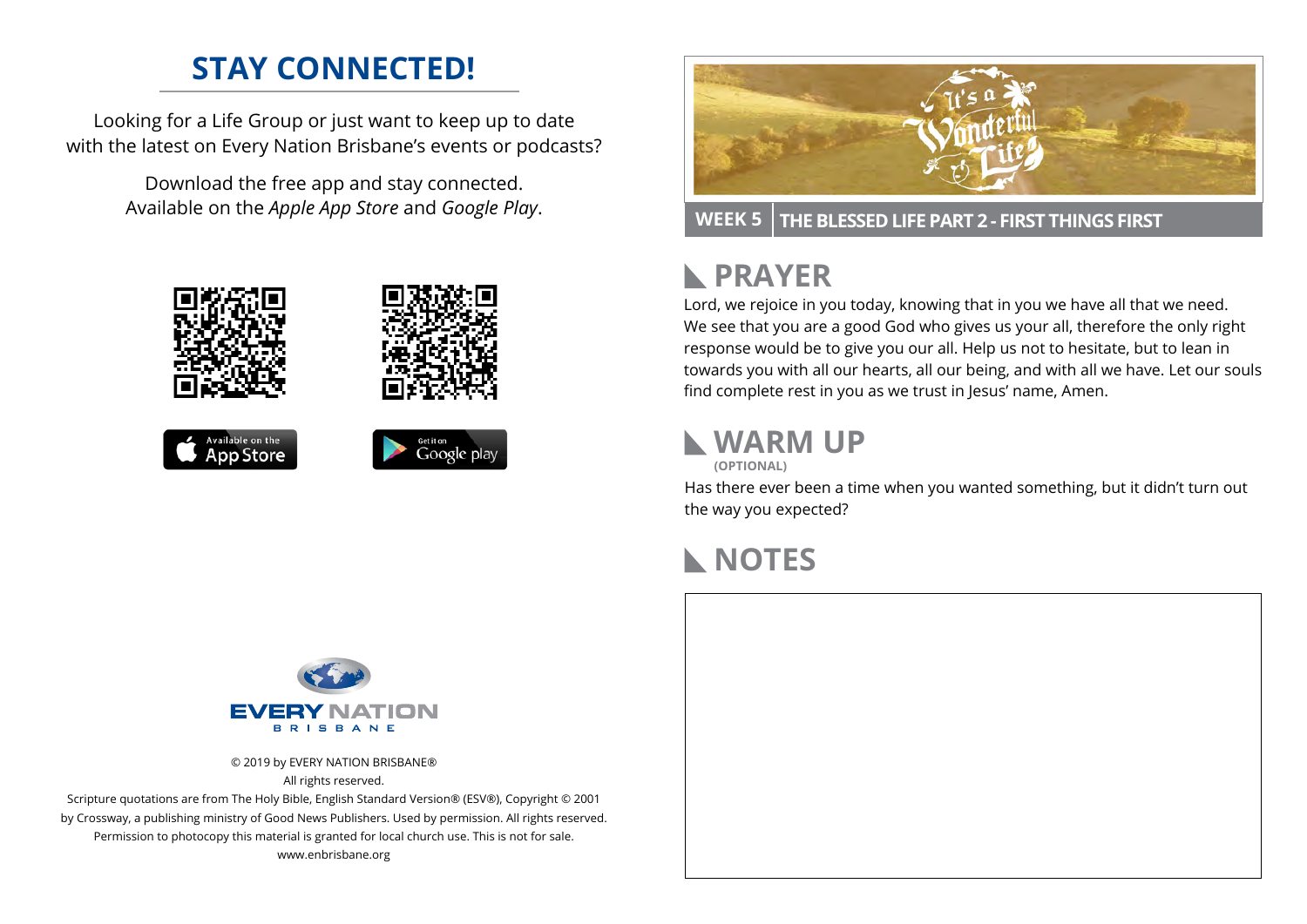## STAY CONNECTED!

Looking for a Life Group or just want to keep up to date with the latest on Every Nation Brisbane's events or podcasts?

Download the free app and stay connected. Available on the *Apple App Store* and *Google Play*.

© 2019 by EVERY NATION BRISBANE®
All rights reserved.
Scripture quotations are from The Holy Bible, English Standard Version® (ESV®), Copyright © 2001 by Crossway, a publishing ministry of Good News Publishers. Used by permission. All rights reserved.
Permission to photocopy this material is granted for local church use. This is not for sale.
www.enbrisbane.org

**WEEK 5** | **THE BLESSED LIFE PART 2 - FIRST THINGS FIRST**

## PRAYER

Lord, we rejoice in you today, knowing that in you we have all that we need. We see that you are a good God who gives us your all, therefore the only right response would be to give you our all. Help us not to hesitate, but to lean in towards you with all our hearts, all our being, and with all we have. Let our souls find complete rest in you as we trust in Jesus' name, Amen.

## WARM UP
**(OPTIONAL)**

Has there ever been a time when you wanted something, but it didn't turn out the way you expected?

## NOTES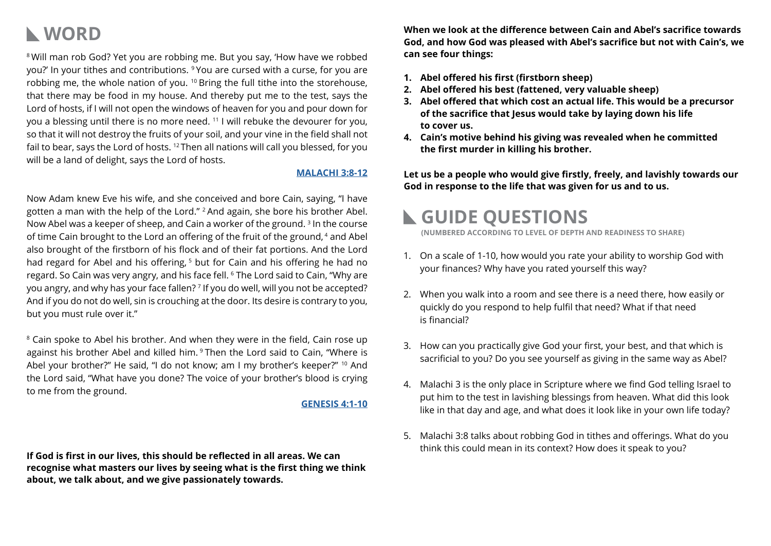## WORD

[8] Will man rob God? Yet you are robbing me. But you say, 'How have we robbed you?' In your tithes and contributions. [9] You are cursed with a curse, for you are robbing me, the whole nation of you. [10] Bring the full tithe into the storehouse, that there may be food in my house. And thereby put me to the test, says the Lord of hosts, if I will not open the windows of heaven for you and pour down for you a blessing until there is no more need. [11] I will rebuke the devourer for you, so that it will not destroy the fruits of your soil, and your vine in the field shall not fail to bear, says the Lord of hosts. [12] Then all nations will call you blessed, for you will be a land of delight, says the Lord of hosts.

**MALACHI 3:8-12**

Now Adam knew Eve his wife, and she conceived and bore Cain, saying, "I have gotten a man with the help of the Lord." [2] And again, she bore his brother Abel. Now Abel was a keeper of sheep, and Cain a worker of the ground. [3] In the course of time Cain brought to the Lord an offering of the fruit of the ground, [4] and Abel also brought of the firstborn of his flock and of their fat portions. And the Lord had regard for Abel and his offering, [5] but for Cain and his offering he had no regard. So Cain was very angry, and his face fell. [6] The Lord said to Cain, "Why are you angry, and why has your face fallen? [7] If you do well, will you not be accepted? And if you do not do well, sin is crouching at the door. Its desire is contrary to you, but you must rule over it."

[8] Cain spoke to Abel his brother. And when they were in the field, Cain rose up against his brother Abel and killed him. [9] Then the Lord said to Cain, "Where is Abel your brother?" He said, "I do not know; am I my brother's keeper?" [10] And the Lord said, "What have you done? The voice of your brother's blood is crying to me from the ground.

**GENESIS 4:1-10**

**If God is first in our lives, this should be reflected in all areas. We can recognise what masters our lives by seeing what is the first thing we think about, we talk about, and we give passionately towards.**

**When we look at the difference between Cain and Abel's sacrifice towards God, and how God was pleased with Abel's sacrifice but not with Cain's, we can see four things:**

1. **Abel offered his first (firstborn sheep)**
2. **Abel offered his best (fattened, very valuable sheep)**
3. **Abel offered that which cost an actual life. This would be a precursor of the sacrifice that Jesus would take by laying down his life to cover us.**
4. **Cain's motive behind his giving was revealed when he committed the first murder in killing his brother.**

**Let us be a people who would give firstly, freely, and lavishly towards our God in response to the life that was given for us and to us.**

## GUIDE QUESTIONS

**(NUMBERED ACCORDING TO LEVEL OF DEPTH AND READINESS TO SHARE)**

1. On a scale of 1-10, how would you rate your ability to worship God with your finances? Why have you rated yourself this way?
2. When you walk into a room and see there is a need there, how easily or quickly do you respond to help fulfil that need? What if that need is financial?
3. How can you practically give God your first, your best, and that which is sacrificial to you? Do you see yourself as giving in the same way as Abel?
4. Malachi 3 is the only place in Scripture where we find God telling Israel to put him to the test in lavishing blessings from heaven. What did this look like in that day and age, and what does it look like in your own life today?
5. Malachi 3:8 talks about robbing God in tithes and offerings. What do you think this could mean in its context? How does it speak to you?